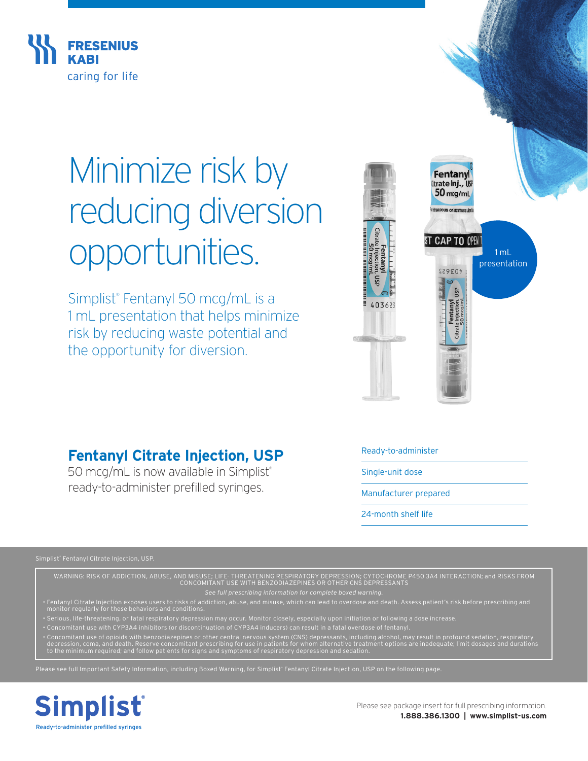FRESENIUS KABI
caring for life

# Minimize risk by reducing diversion opportunities.

Simplist® Fentanyl 50 mcg/mL is a 1 mL presentation that helps minimize risk by reducing waste potential and the opportunity for diversion.

1 mL presentation

## Fentanyl Citrate Injection, USP

50 mcg/mL is now available in Simplist® ready-to-administer prefilled syringes.

- Ready-to-administer
- Single-unit dose
- Manufacturer prepared
- 24-month shelf life

Simplist® Fentanyl Citrate Injection, USP.

WARNING: RISK OF ADDICTION, ABUSE, AND MISUSE; LIFE- THREATENING RESPIRATORY DEPRESSION; CYTOCHROME P450 3A4 INTERACTION; and RISKS FROM CONCOMITANT USE WITH BENZODIAZEPINES OR OTHER CNS DEPRESSANTS

*See full prescribing information for complete boxed warning.*

- Fentanyl Citrate Injection exposes users to risks of addiction, abuse, and misuse, which can lead to overdose and death. Assess patient's risk before prescribing and monitor regularly for these behaviors and conditions.
- Serious, life-threatening, or fatal respiratory depression may occur. Monitor closely, especially upon initiation or following a dose increase.
- Concomitant use with CYP3A4 inhibitors (or discontinuation of CYP3A4 inducers) can result in a fatal overdose of fentanyl.
- Concomitant use of opioids with benzodiazepines or other central nervous system (CNS) depressants, including alcohol, may result in profound sedation, respiratory depression, coma, and death. Reserve concomitant prescribing for use in patients for whom alternative treatment options are inadequate; limit dosages and durations to the minimum required; and follow patients for signs and symptoms of respiratory depression and sedation.

Please see full Important Safety Information, including Boxed Warning, for Simplist® Fentanyl Citrate Injection, USP on the following page.

**Simplist®**
Ready-to-administer prefilled syringes

Please see package insert for full prescribing information.
**1.888.386.1300 | www.simplist-us.com**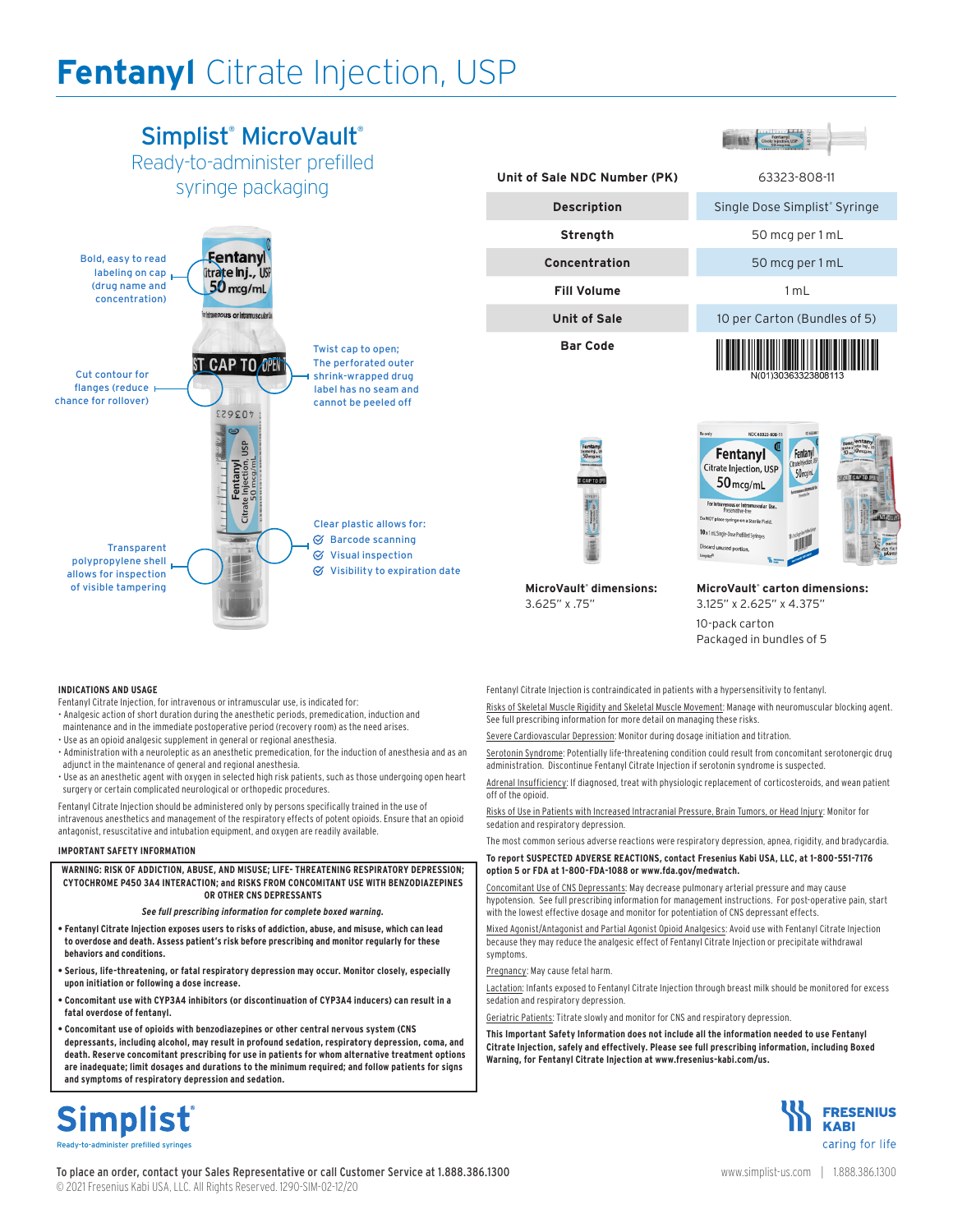# **Fentanyl** Citrate Injection, USP

## Simplist® MicroVault®

Ready-to-administer prefilled syringe packaging

Bold, easy to read labeling on cap (drug name and concentration)

Cut contour for flanges (reduce chance for rollover)

Transparent polypropylene shell allows for inspection of visible tampering

Twist cap to open; The perforated outer shrink-wrapped drug label has no seam and cannot be peeled off

Clear plastic allows for:
- Barcode scanning
- Visual inspection
- Visibility to expiration date

| | |
|---|---|
| **Unit of Sale NDC Number (PK)** | 63323-808-11 |
| **Description** | Single Dose Simplist® Syringe |
| **Strength** | 50 mcg per 1 mL |
| **Concentration** | 50 mcg per 1 mL |
| **Fill Volume** | 1 mL |
| **Unit of Sale** | 10 per Carton (Bundles of 5) |
| **Bar Code** | N(01)30363323808113 |

**MicroVault® dimensions:**
3.625" x .75"

**MicroVault® carton dimensions:**
3.125" x 2.625" x 4.375"
10-pack carton
Packaged in bundles of 5

**INDICATIONS AND USAGE**

Fentanyl Citrate Injection, for intravenous or intramuscular use, is indicated for:

- Analgesic action of short duration during the anesthetic periods, premedication, induction and maintenance and in the immediate postoperative period (recovery room) as the need arises.
- Use as an opioid analgesic supplement in general or regional anesthesia.
- Administration with a neuroleptic as an anesthetic premedication, for the induction of anesthesia and as an adjunct in the maintenance of general and regional anesthesia.
- Use as an anesthetic agent with oxygen in selected high risk patients, such as those undergoing open heart surgery or certain complicated neurological or orthopedic procedures.

Fentanyl Citrate Injection should be administered only by persons specifically trained in the use of intravenous anesthetics and management of the respiratory effects of potent opioids. Ensure that an opioid antagonist, resuscitative and intubation equipment, and oxygen are readily available.

**IMPORTANT SAFETY INFORMATION**

**WARNING: RISK OF ADDICTION, ABUSE, AND MISUSE; LIFE- THREATENING RESPIRATORY DEPRESSION; CYTOCHROME P450 3A4 INTERACTION; and RISKS FROM CONCOMITANT USE WITH BENZODIAZEPINES OR OTHER CNS DEPRESSANTS**

***See full prescribing information for complete boxed warning.***

- **Fentanyl Citrate Injection exposes users to risks of addiction, abuse, and misuse, which can lead to overdose and death. Assess patient's risk before prescribing and monitor regularly for these behaviors and conditions.**
- **Serious, life-threatening, or fatal respiratory depression may occur. Monitor closely, especially upon initiation or following a dose increase.**
- **Concomitant use with CYP3A4 inhibitors (or discontinuation of CYP3A4 inducers) can result in a fatal overdose of fentanyl.**
- **Concomitant use of opioids with benzodiazepines or other central nervous system (CNS depressants, including alcohol, may result in profound sedation, respiratory depression, coma, and death. Reserve concomitant prescribing for use in patients for whom alternative treatment options are inadequate; limit dosages and durations to the minimum required; and follow patients for signs and symptoms of respiratory depression and sedation.**

Fentanyl Citrate Injection is contraindicated in patients with a hypersensitivity to fentanyl.

Risks of Skeletal Muscle Rigidity and Skeletal Muscle Movement: Manage with neuromuscular blocking agent. See full prescribing information for more detail on managing these risks.

Severe Cardiovascular Depression: Monitor during dosage initiation and titration.

Serotonin Syndrome: Potentially life-threatening condition could result from concomitant serotonergic drug administration. Discontinue Fentanyl Citrate Injection if serotonin syndrome is suspected.

Adrenal Insufficiency: If diagnosed, treat with physiologic replacement of corticosteroids, and wean patient off of the opioid.

Risks of Use in Patients with Increased Intracranial Pressure, Brain Tumors, or Head Injury: Monitor for sedation and respiratory depression.

The most common serious adverse reactions were respiratory depression, apnea, rigidity, and bradycardia.

**To report SUSPECTED ADVERSE REACTIONS, contact Fresenius Kabi USA, LLC, at 1-800-551-7176 option 5 or FDA at 1-800-FDA-1088 or www.fda.gov/medwatch.**

Concomitant Use of CNS Depressants: May decrease pulmonary arterial pressure and may cause hypotension. See full prescribing information for management instructions. For post-operative pain, start with the lowest effective dosage and monitor for potentiation of CNS depressant effects.

Mixed Agonist/Antagonist and Partial Agonist Opioid Analgesics: Avoid use with Fentanyl Citrate Injection because they may reduce the analgesic effect of Fentanyl Citrate Injection or precipitate withdrawal symptoms.

Pregnancy: May cause fetal harm.

Lactation: Infants exposed to Fentanyl Citrate Injection through breast milk should be monitored for excess sedation and respiratory depression.

Geriatric Patients: Titrate slowly and monitor for CNS and respiratory depression.

**This Important Safety Information does not include all the information needed to use Fentanyl Citrate Injection, safely and effectively. Please see full prescribing information, including Boxed Warning, for Fentanyl Citrate Injection at www.fresenius-kabi.com/us.**

**Simplist®**
Ready-to-administer prefilled syringes

**FRESENIUS KABI**
caring for life

To place an order, contact your Sales Representative or call Customer Service at 1.888.386.1300

© 2021 Fresenius Kabi USA, LLC. All Rights Reserved. 1290-SIM-02-12/20

www.simplist-us.com | 1.888.386.1300